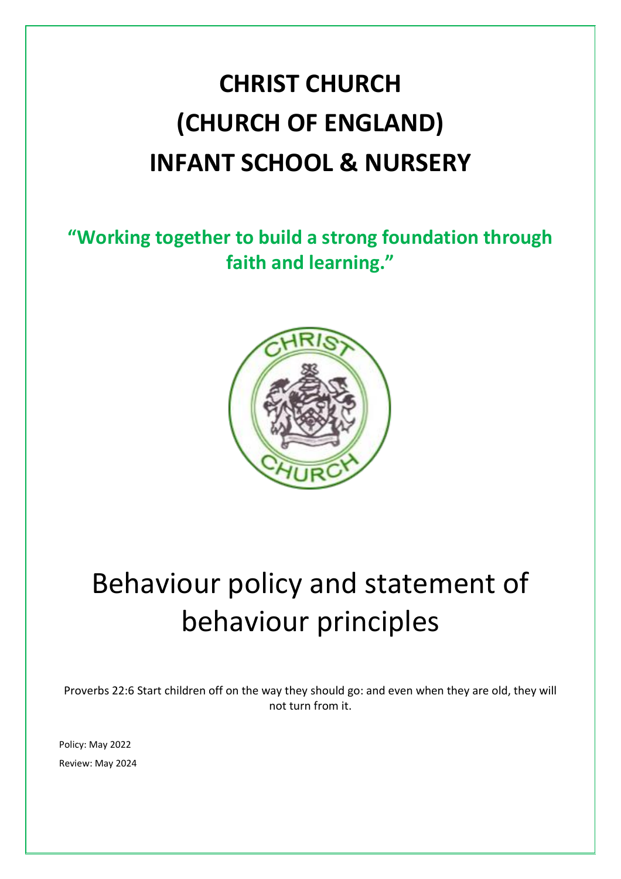# CHRIST CHURCH (CHURCH OF ENGLAND) INFANT SCHOOL & NURSERY

**"Working together to build a strong foundation through faith and learning."**

# Behaviour policy and statement of behaviour principles

Proverbs 22:6 Start children off on the way they should go: and even when they are old, they will not turn from it.

Policy: May 2022

Review: May 2024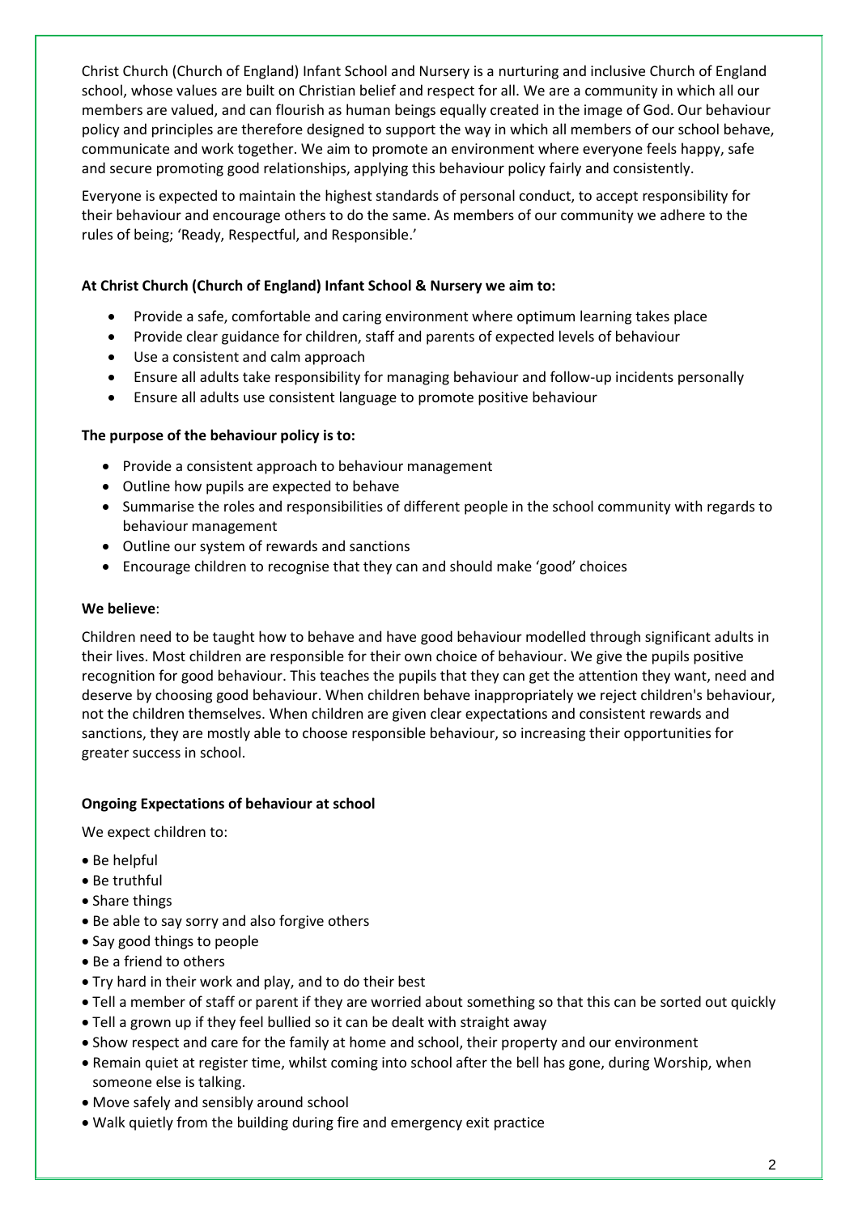Christ Church (Church of England) Infant School and Nursery is a nurturing and inclusive Church of England school, whose values are built on Christian belief and respect for all. We are a community in which all our members are valued, and can flourish as human beings equally created in the image of God. Our behaviour policy and principles are therefore designed to support the way in which all members of our school behave, communicate and work together. We aim to promote an environment where everyone feels happy, safe and secure promoting good relationships, applying this behaviour policy fairly and consistently.

Everyone is expected to maintain the highest standards of personal conduct, to accept responsibility for their behaviour and encourage others to do the same. As members of our community we adhere to the rules of being; 'Ready, Respectful, and Responsible.'

**At Christ Church (Church of England) Infant School & Nursery we aim to:**

- Provide a safe, comfortable and caring environment where optimum learning takes place
- Provide clear guidance for children, staff and parents of expected levels of behaviour
- Use a consistent and calm approach
- Ensure all adults take responsibility for managing behaviour and follow-up incidents personally
- Ensure all adults use consistent language to promote positive behaviour

**The purpose of the behaviour policy is to:**

- Provide a consistent approach to behaviour management
- Outline how pupils are expected to behave
- Summarise the roles and responsibilities of different people in the school community with regards to behaviour management
- Outline our system of rewards and sanctions
- Encourage children to recognise that they can and should make 'good' choices

**We believe**:

Children need to be taught how to behave and have good behaviour modelled through significant adults in their lives. Most children are responsible for their own choice of behaviour. We give the pupils positive recognition for good behaviour. This teaches the pupils that they can get the attention they want, need and deserve by choosing good behaviour. When children behave inappropriately we reject children's behaviour, not the children themselves. When children are given clear expectations and consistent rewards and sanctions, they are mostly able to choose responsible behaviour, so increasing their opportunities for greater success in school.

**Ongoing Expectations of behaviour at school**

We expect children to:

- Be helpful
- Be truthful
- Share things
- Be able to say sorry and also forgive others
- Say good things to people
- Be a friend to others
- Try hard in their work and play, and to do their best
- Tell a member of staff or parent if they are worried about something so that this can be sorted out quickly
- Tell a grown up if they feel bullied so it can be dealt with straight away
- Show respect and care for the family at home and school, their property and our environment
- Remain quiet at register time, whilst coming into school after the bell has gone, during Worship, when someone else is talking.
- Move safely and sensibly around school
- Walk quietly from the building during fire and emergency exit practice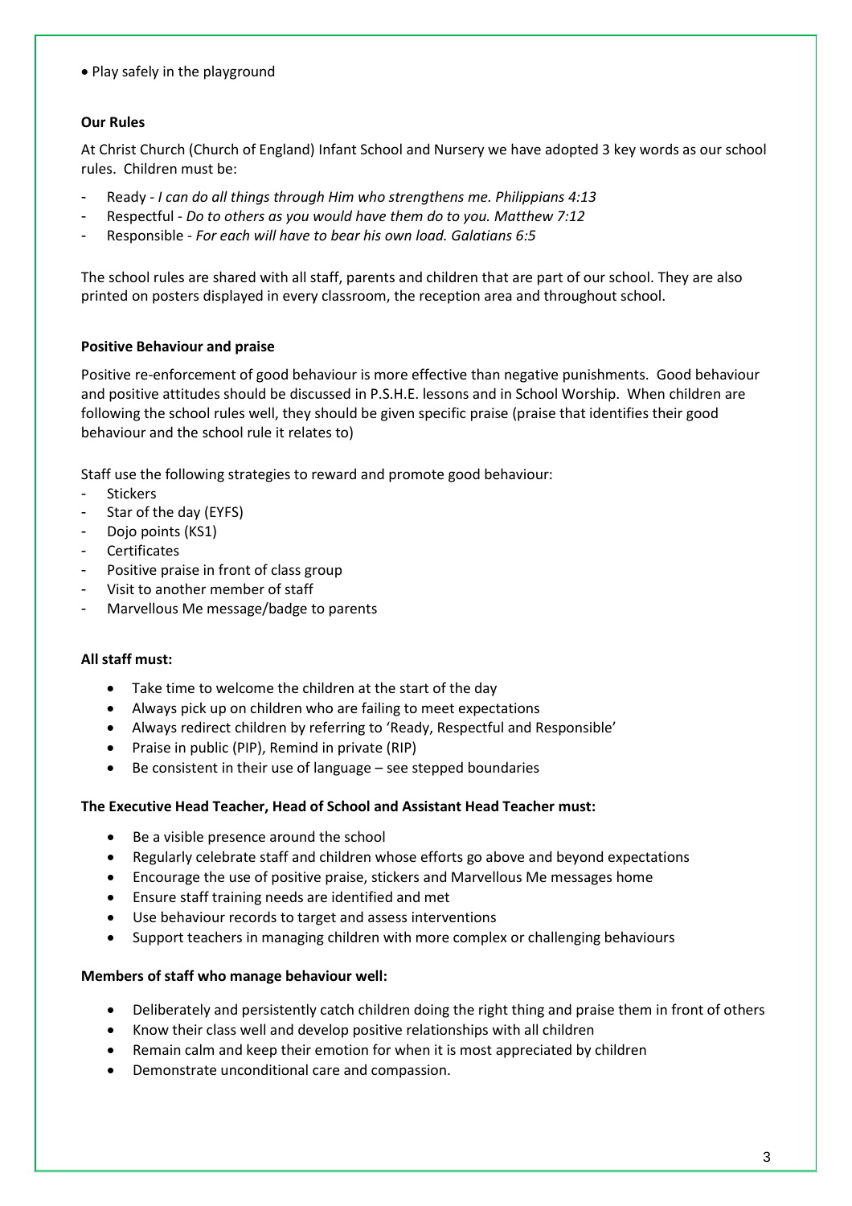- Play safely in the playground

**Our Rules**

At Christ Church (Church of England) Infant School and Nursery we have adopted 3 key words as our school rules. Children must be:

- Ready - *I can do all things through Him who strengthens me. Philippians 4:13*
- Respectful - *Do to others as you would have them do to you. Matthew 7:12*
- Responsible - *For each will have to bear his own load. Galatians 6:5*

The school rules are shared with all staff, parents and children that are part of our school. They are also printed on posters displayed in every classroom, the reception area and throughout school.

**Positive Behaviour and praise**

Positive re-enforcement of good behaviour is more effective than negative punishments. Good behaviour and positive attitudes should be discussed in P.S.H.E. lessons and in School Worship. When children are following the school rules well, they should be given specific praise (praise that identifies their good behaviour and the school rule it relates to)

Staff use the following strategies to reward and promote good behaviour:

- Stickers
- Star of the day (EYFS)
- Dojo points (KS1)
- Certificates
- Positive praise in front of class group
- Visit to another member of staff
- Marvellous Me message/badge to parents

**All staff must:**

- Take time to welcome the children at the start of the day
- Always pick up on children who are failing to meet expectations
- Always redirect children by referring to 'Ready, Respectful and Responsible'
- Praise in public (PIP), Remind in private (RIP)
- Be consistent in their use of language – see stepped boundaries

**The Executive Head Teacher, Head of School and Assistant Head Teacher must:**

- Be a visible presence around the school
- Regularly celebrate staff and children whose efforts go above and beyond expectations
- Encourage the use of positive praise, stickers and Marvellous Me messages home
- Ensure staff training needs are identified and met
- Use behaviour records to target and assess interventions
- Support teachers in managing children with more complex or challenging behaviours

**Members of staff who manage behaviour well:**

- Deliberately and persistently catch children doing the right thing and praise them in front of others
- Know their class well and develop positive relationships with all children
- Remain calm and keep their emotion for when it is most appreciated by children
- Demonstrate unconditional care and compassion.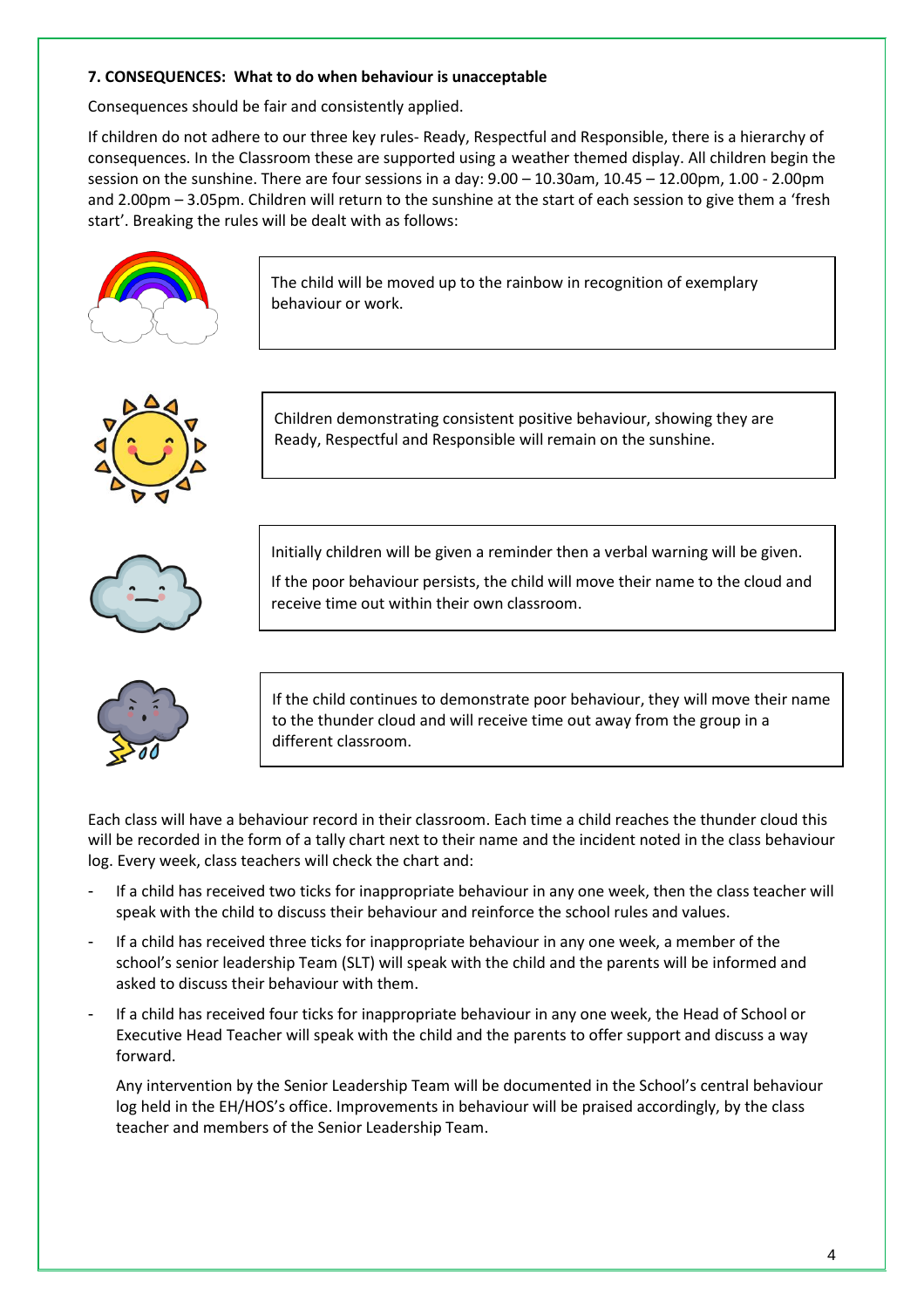**7. CONSEQUENCES: What to do when behaviour is unacceptable**

Consequences should be fair and consistently applied.

If children do not adhere to our three key rules- Ready, Respectful and Responsible, there is a hierarchy of consequences. In the Classroom these are supported using a weather themed display. All children begin the session on the sunshine. There are four sessions in a day: 9.00 – 10.30am, 10.45 – 12.00pm, 1.00 - 2.00pm and 2.00pm – 3.05pm. Children will return to the sunshine at the start of each session to give them a 'fresh start'. Breaking the rules will be dealt with as follows:

The child will be moved up to the rainbow in recognition of exemplary behaviour or work.

Children demonstrating consistent positive behaviour, showing they are Ready, Respectful and Responsible will remain on the sunshine.

Initially children will be given a reminder then a verbal warning will be given.

If the poor behaviour persists, the child will move their name to the cloud and receive time out within their own classroom.

If the child continues to demonstrate poor behaviour, they will move their name to the thunder cloud and will receive time out away from the group in a different classroom.

Each class will have a behaviour record in their classroom. Each time a child reaches the thunder cloud this will be recorded in the form of a tally chart next to their name and the incident noted in the class behaviour log. Every week, class teachers will check the chart and:

- If a child has received two ticks for inappropriate behaviour in any one week, then the class teacher will speak with the child to discuss their behaviour and reinforce the school rules and values.
- If a child has received three ticks for inappropriate behaviour in any one week, a member of the school's senior leadership Team (SLT) will speak with the child and the parents will be informed and asked to discuss their behaviour with them.
- If a child has received four ticks for inappropriate behaviour in any one week, the Head of School or Executive Head Teacher will speak with the child and the parents to offer support and discuss a way forward.

  Any intervention by the Senior Leadership Team will be documented in the School's central behaviour log held in the EH/HOS's office. Improvements in behaviour will be praised accordingly, by the class teacher and members of the Senior Leadership Team.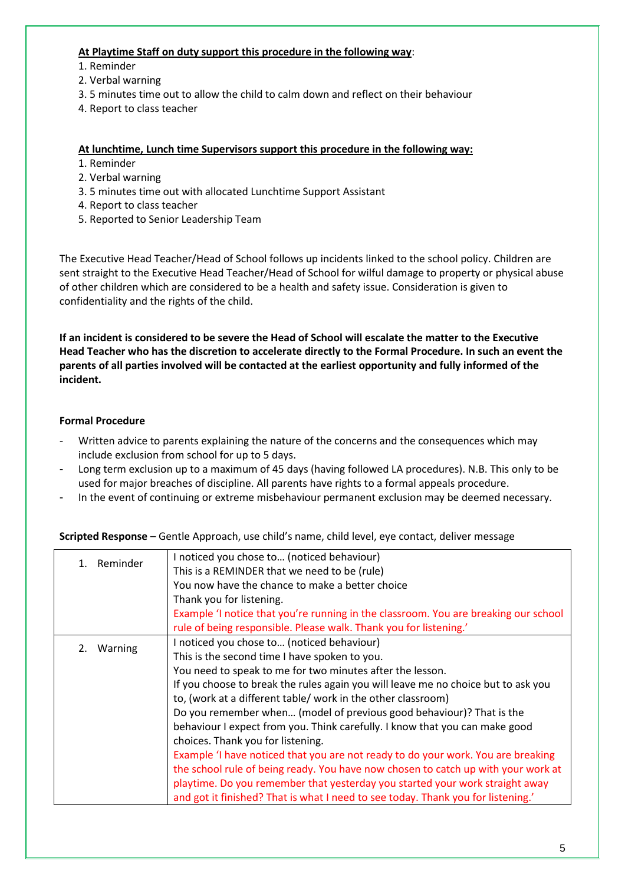**<u>At Playtime Staff on duty support this procedure in the following way</u>**:

1. Reminder
2. Verbal warning
3. 5 minutes time out to allow the child to calm down and reflect on their behaviour
4. Report to class teacher

**<u>At lunchtime, Lunch time Supervisors support this procedure in the following way:</u>**

1. Reminder
2. Verbal warning
3. 5 minutes time out with allocated Lunchtime Support Assistant
4. Report to class teacher
5. Reported to Senior Leadership Team

The Executive Head Teacher/Head of School follows up incidents linked to the school policy. Children are sent straight to the Executive Head Teacher/Head of School for wilful damage to property or physical abuse of other children which are considered to be a health and safety issue. Consideration is given to confidentiality and the rights of the child.

**If an incident is considered to be severe the Head of School will escalate the matter to the Executive Head Teacher who has the discretion to accelerate directly to the Formal Procedure. In such an event the parents of all parties involved will be contacted at the earliest opportunity and fully informed of the incident.**

**Formal Procedure**

- Written advice to parents explaining the nature of the concerns and the consequences which may include exclusion from school for up to 5 days.
- Long term exclusion up to a maximum of 45 days (having followed LA procedures). N.B. This only to be used for major breaches of discipline. All parents have rights to a formal appeals procedure.
- In the event of continuing or extreme misbehaviour permanent exclusion may be deemed necessary.

**Scripted Response** – Gentle Approach, use child's name, child level, eye contact, deliver message

| | |
|---|---|
| 1. Reminder | I noticed you chose to… (noticed behaviour)<br>This is a REMINDER that we need to be (rule)<br>You now have the chance to make a better choice<br>Thank you for listening.<br>Example 'I notice that you're running in the classroom. You are breaking our school rule of being responsible. Please walk. Thank you for listening.' |
| 2. Warning | I noticed you chose to… (noticed behaviour)<br>This is the second time I have spoken to you.<br>You need to speak to me for two minutes after the lesson.<br>If you choose to break the rules again you will leave me no choice but to ask you to, (work at a different table/ work in the other classroom)<br>Do you remember when… (model of previous good behaviour)? That is the behaviour I expect from you. Think carefully. I know that you can make good choices. Thank you for listening.<br>Example 'I have noticed that you are not ready to do your work. You are breaking the school rule of being ready. You have now chosen to catch up with your work at playtime. Do you remember that yesterday you started your work straight away and got it finished? That is what I need to see today. Thank you for listening.' |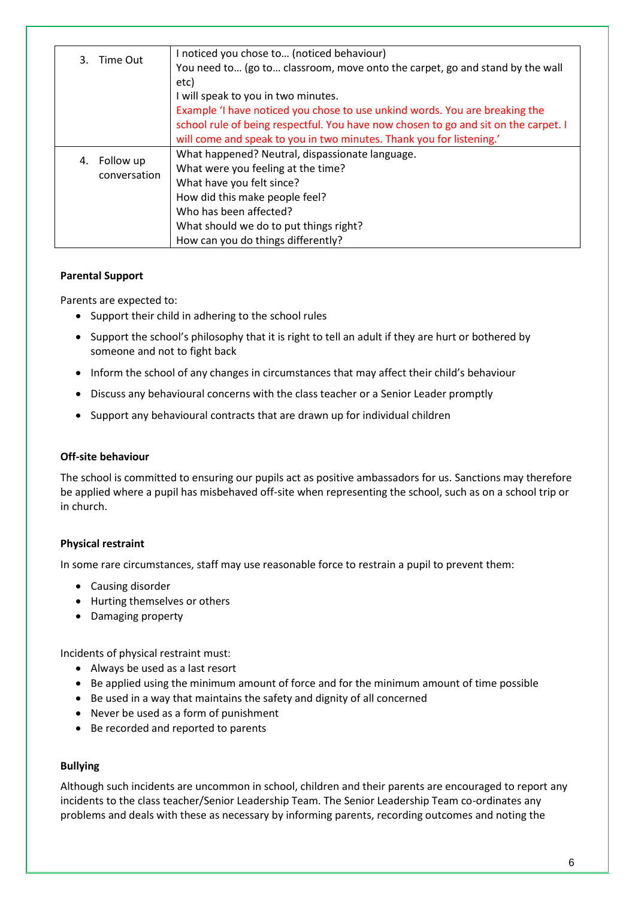| | |
|---|---|
| 3. Time Out | I noticed you chose to… (noticed behaviour)<br>You need to… (go to… classroom, move onto the carpet, go and stand by the wall etc)<br>I will speak to you in two minutes.<br>Example 'I have noticed you chose to use unkind words. You are breaking the school rule of being respectful. You have now chosen to go and sit on the carpet. I will come and speak to you in two minutes. Thank you for listening.' |
| 4. Follow up conversation | What happened? Neutral, dispassionate language.<br>What were you feeling at the time?<br>What have you felt since?<br>How did this make people feel?<br>Who has been affected?<br>What should we do to put things right?<br>How can you do things differently? |

**Parental Support**

Parents are expected to:

- Support their child in adhering to the school rules
- Support the school's philosophy that it is right to tell an adult if they are hurt or bothered by someone and not to fight back
- Inform the school of any changes in circumstances that may affect their child's behaviour
- Discuss any behavioural concerns with the class teacher or a Senior Leader promptly
- Support any behavioural contracts that are drawn up for individual children

**Off-site behaviour**

The school is committed to ensuring our pupils act as positive ambassadors for us. Sanctions may therefore be applied where a pupil has misbehaved off-site when representing the school, such as on a school trip or in church.

**Physical restraint**

In some rare circumstances, staff may use reasonable force to restrain a pupil to prevent them:

- Causing disorder
- Hurting themselves or others
- Damaging property

Incidents of physical restraint must:

- Always be used as a last resort
- Be applied using the minimum amount of force and for the minimum amount of time possible
- Be used in a way that maintains the safety and dignity of all concerned
- Never be used as a form of punishment
- Be recorded and reported to parents

**Bullying**

Although such incidents are uncommon in school, children and their parents are encouraged to report any incidents to the class teacher/Senior Leadership Team. The Senior Leadership Team co-ordinates any problems and deals with these as necessary by informing parents, recording outcomes and noting the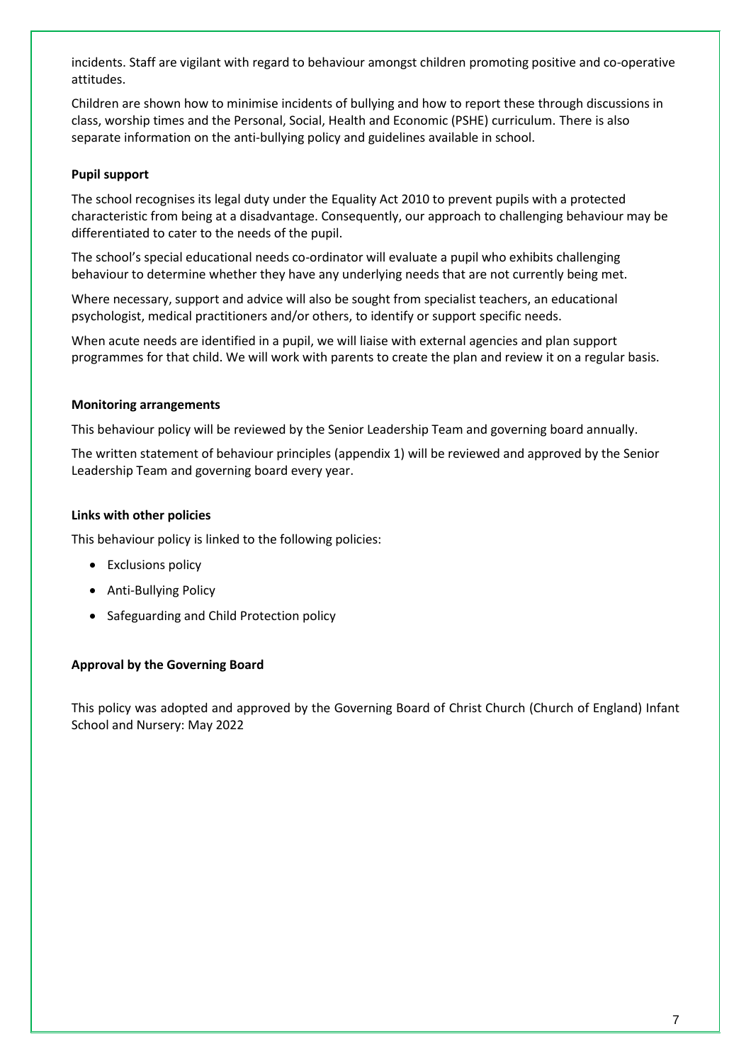incidents. Staff are vigilant with regard to behaviour amongst children promoting positive and co-operative attitudes.

Children are shown how to minimise incidents of bullying and how to report these through discussions in class, worship times and the Personal, Social, Health and Economic (PSHE) curriculum. There is also separate information on the anti-bullying policy and guidelines available in school.

**Pupil support**

The school recognises its legal duty under the Equality Act 2010 to prevent pupils with a protected characteristic from being at a disadvantage. Consequently, our approach to challenging behaviour may be differentiated to cater to the needs of the pupil.

The school's special educational needs co-ordinator will evaluate a pupil who exhibits challenging behaviour to determine whether they have any underlying needs that are not currently being met.

Where necessary, support and advice will also be sought from specialist teachers, an educational psychologist, medical practitioners and/or others, to identify or support specific needs.

When acute needs are identified in a pupil, we will liaise with external agencies and plan support programmes for that child. We will work with parents to create the plan and review it on a regular basis.

**Monitoring arrangements**

This behaviour policy will be reviewed by the Senior Leadership Team and governing board annually.

The written statement of behaviour principles (appendix 1) will be reviewed and approved by the Senior Leadership Team and governing board every year.

**Links with other policies**

This behaviour policy is linked to the following policies:

- Exclusions policy
- Anti-Bullying Policy
- Safeguarding and Child Protection policy

**Approval by the Governing Board**

This policy was adopted and approved by the Governing Board of Christ Church (Church of England) Infant School and Nursery: May 2022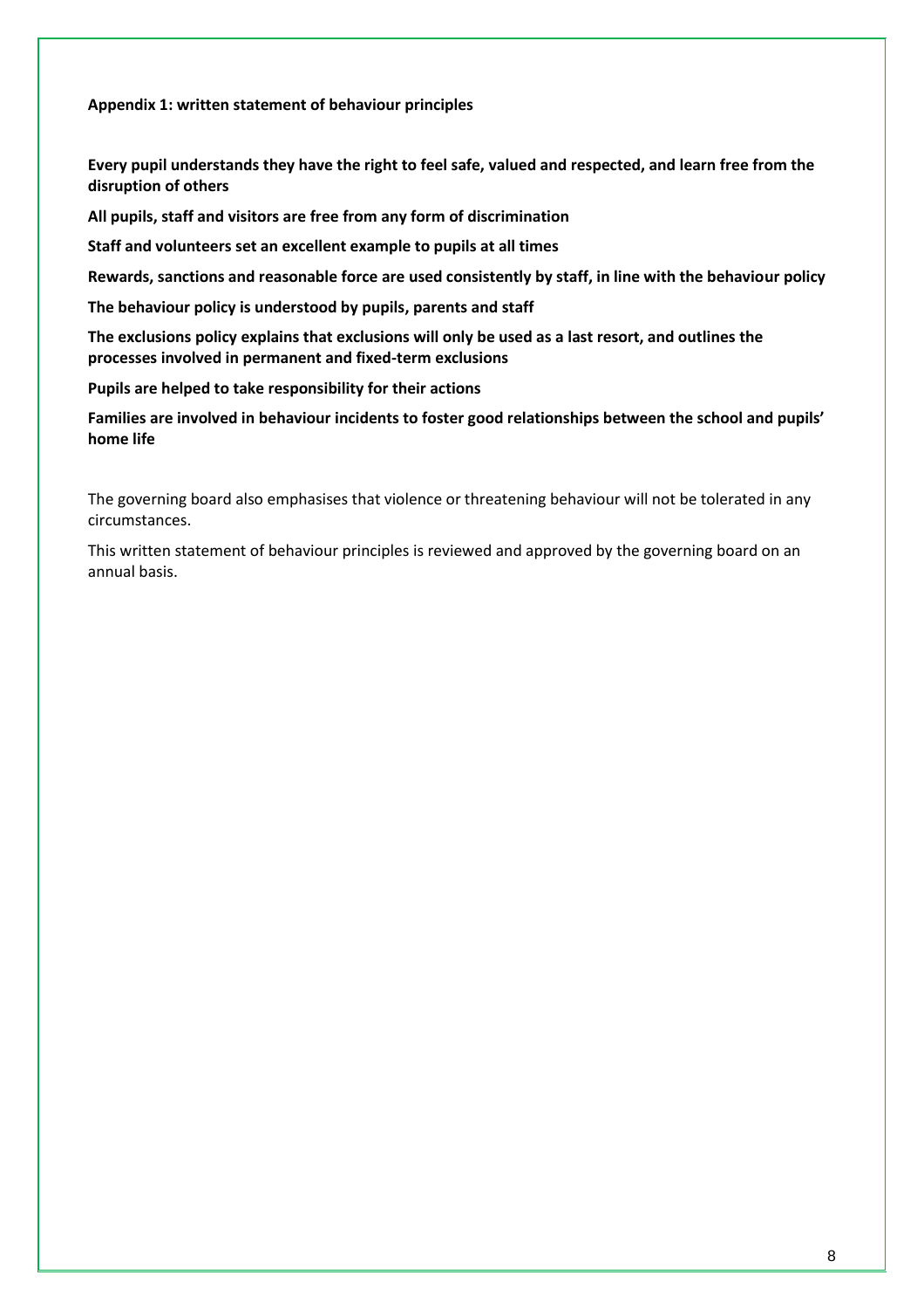**Appendix 1: written statement of behaviour principles**

**Every pupil understands they have the right to feel safe, valued and respected, and learn free from the disruption of others**

**All pupils, staff and visitors are free from any form of discrimination**

**Staff and volunteers set an excellent example to pupils at all times**

**Rewards, sanctions and reasonable force are used consistently by staff, in line with the behaviour policy**

**The behaviour policy is understood by pupils, parents and staff**

**The exclusions policy explains that exclusions will only be used as a last resort, and outlines the processes involved in permanent and fixed-term exclusions**

**Pupils are helped to take responsibility for their actions**

**Families are involved in behaviour incidents to foster good relationships between the school and pupils' home life**

The governing board also emphasises that violence or threatening behaviour will not be tolerated in any circumstances.

This written statement of behaviour principles is reviewed and approved by the governing board on an annual basis.